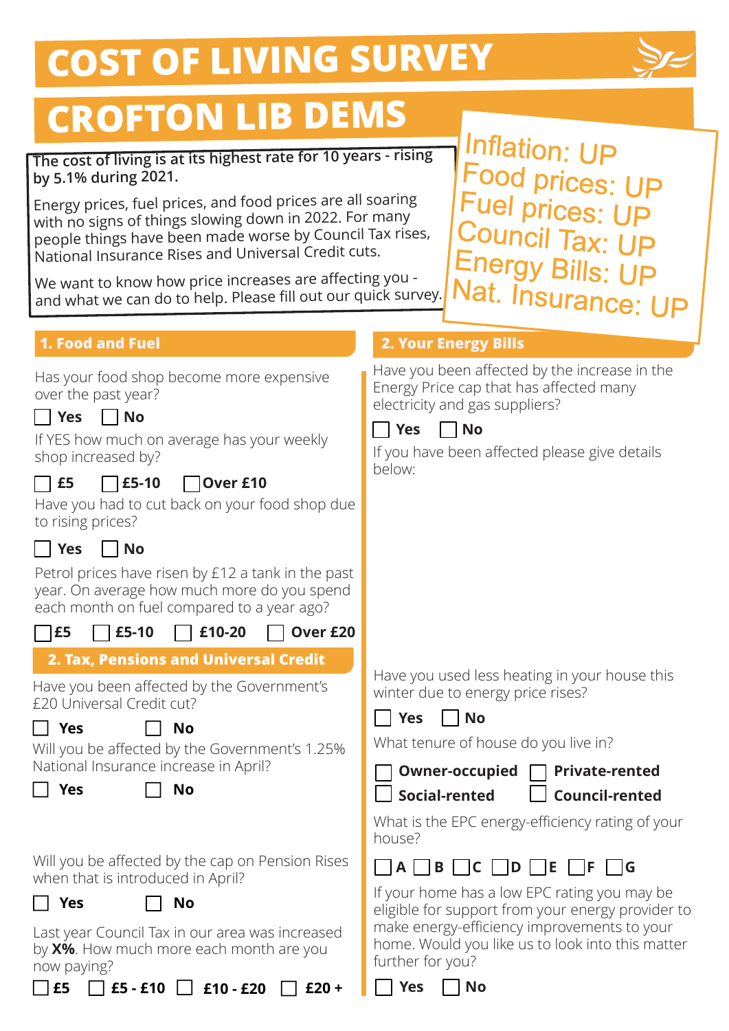# COST OF LIVING SURVEY

# CROFTON LIB DEMS

**The cost of living is at its highest rate for 10 years - rising by 5.1% during 2021.**

Energy prices, fuel prices, and food prices are all soaring with no signs of things slowing down in 2022. For many people things have been made worse by Council Tax rises, National Insurance Rises and Universal Credit cuts.

We want to know how price increases are affecting you - and what we can do to help. Please fill out our quick survey.

Inflation: UP
Food prices: UP
Fuel prices: UP
Council Tax: UP
Energy Bills: UP
Nat. Insurance: UP

## 1. Food and Fuel

Has your food shop become more expensive over the past year?

☐ **Yes** ☐ **No**

If YES how much on average has your weekly shop increased by?

☐ **£5** ☐ **£5-10** ☐ **Over £10**

Have you had to cut back on your food shop due to rising prices?

☐ **Yes** ☐ **No**

Petrol prices have risen by £12 a tank in the past year. On average how much more do you spend each month on fuel compared to a year ago?

☐ **£5** ☐ **£5-10** ☐ **£10-20** ☐ **Over £20**

## 2. Tax, Pensions and Universal Credit

Have you been affected by the Government's £20 Universal Credit cut?

☐ **Yes** ☐ **No**

Will you be affected by the Government's 1.25% National Insurance increase in April?

☐ **Yes** ☐ **No**

Will you be affected by the cap on Pension Rises when that is introduced in April?

☐ **Yes** ☐ **No**

Last year Council Tax in our area was increased by **X%**. How much more each month are you now paying?

☐ **£5** ☐ **£5 - £10** ☐ **£10 - £20** ☐ **£20 +**

## 2. Your Energy Bills

Have you been affected by the increase in the Energy Price cap that has affected many electricity and gas suppliers?

☐ **Yes** ☐ **No**

If you have been affected please give details below:

Have you used less heating in your house this winter due to energy price rises?

☐ **Yes** ☐ **No**

What tenure of house do you live in?

☐ **Owner-occupied** ☐ **Private-rented**
☐ **Social-rented** ☐ **Council-rented**

What is the EPC energy-efficiency rating of your house?

☐ **A** ☐ **B** ☐ **C** ☐ **D** ☐ **E** ☐ **F** ☐ **G**

If your home has a low EPC rating you may be eligible for support from your energy provider to make energy-efficiency improvements to your home. Would you like us to look into this matter further for you?

☐ **Yes** ☐ **No**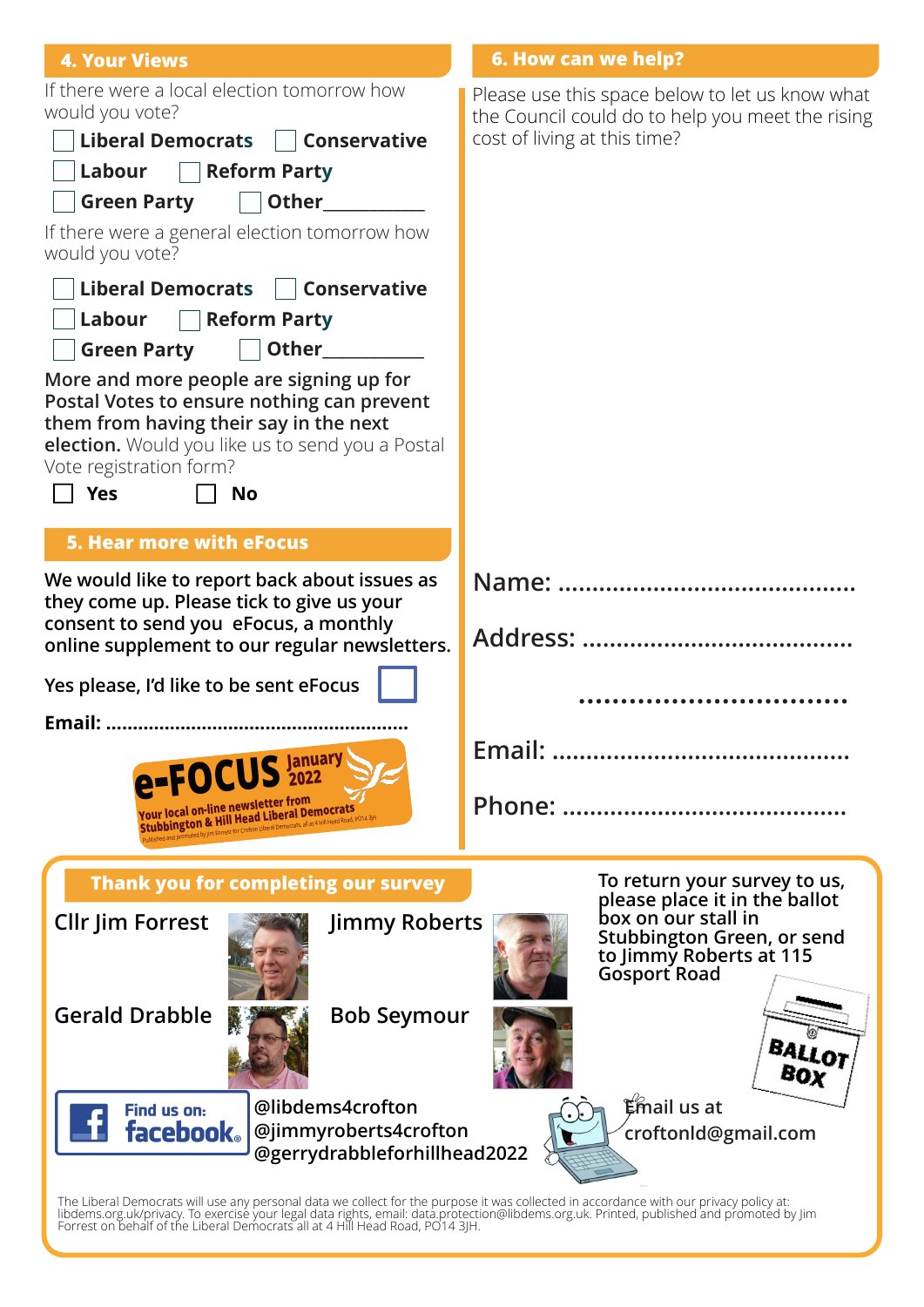## 4. Your Views

If there were a local election tomorrow how would you vote?

- ☐ Liberal Democrats
- ☐ Conservative
- ☐ Labour
- ☐ Reform Party
- ☐ Green Party
- ☐ Other___________

If there were a general election tomorrow how would you vote?

- ☐ Liberal Democrats
- ☐ Conservative
- ☐ Labour
- ☐ Reform Party
- ☐ Green Party
- ☐ Other___________

**More and more people are signing up for Postal Votes to ensure nothing can prevent them from having their say in the next election.** Would you like us to send you a Postal Vote registration form?

- ☐ Yes
- ☐ No

## 5. Hear more with eFocus

We would like to report back about issues as they come up. Please tick to give us your consent to send you eFocus, a monthly online supplement to our regular newsletters.

Yes please, I'd like to be sent eFocus ☐

**Email:** ........................................................

e-FOCUS January 2022
Your local on-line newsletter from Stubbington & Hill Head Liberal Democrats
Published and promoted by Jim Forrest for Crofton Liberal Democrats, all at 4 Hill Head Road, PO14 3JH

## 6. How can we help?

Please use this space below to let us know what the Council could do to help you meet the rising cost of living at this time?

Name: ............................................

Address: ........................................

..................................

Email: ............................................

Phone: ..........................................

## Thank you for completing our survey

Cllr Jim Forrest

Jimmy Roberts

Gerald Drabble

Bob Seymour

To return your survey to us, please place it in the ballot box on our stall in Stubbington Green, or send to Jimmy Roberts at 115 Gosport Road

BALLOT BOX

Find us on: facebook

@libdems4crofton
@jimmyroberts4crofton
@gerrydrabbleforhillhead2022

Email us at
croftonld@gmail.com

The Liberal Democrats will use any personal data we collect for the purpose it was collected in accordance with our privacy policy at: libdems.org.uk/privacy. To exercise your legal data rights, email: data.protection@libdems.org.uk. Printed, published and promoted by Jim Forrest on behalf of the Liberal Democrats all at 4 Hill Head Road, PO14 3JH.